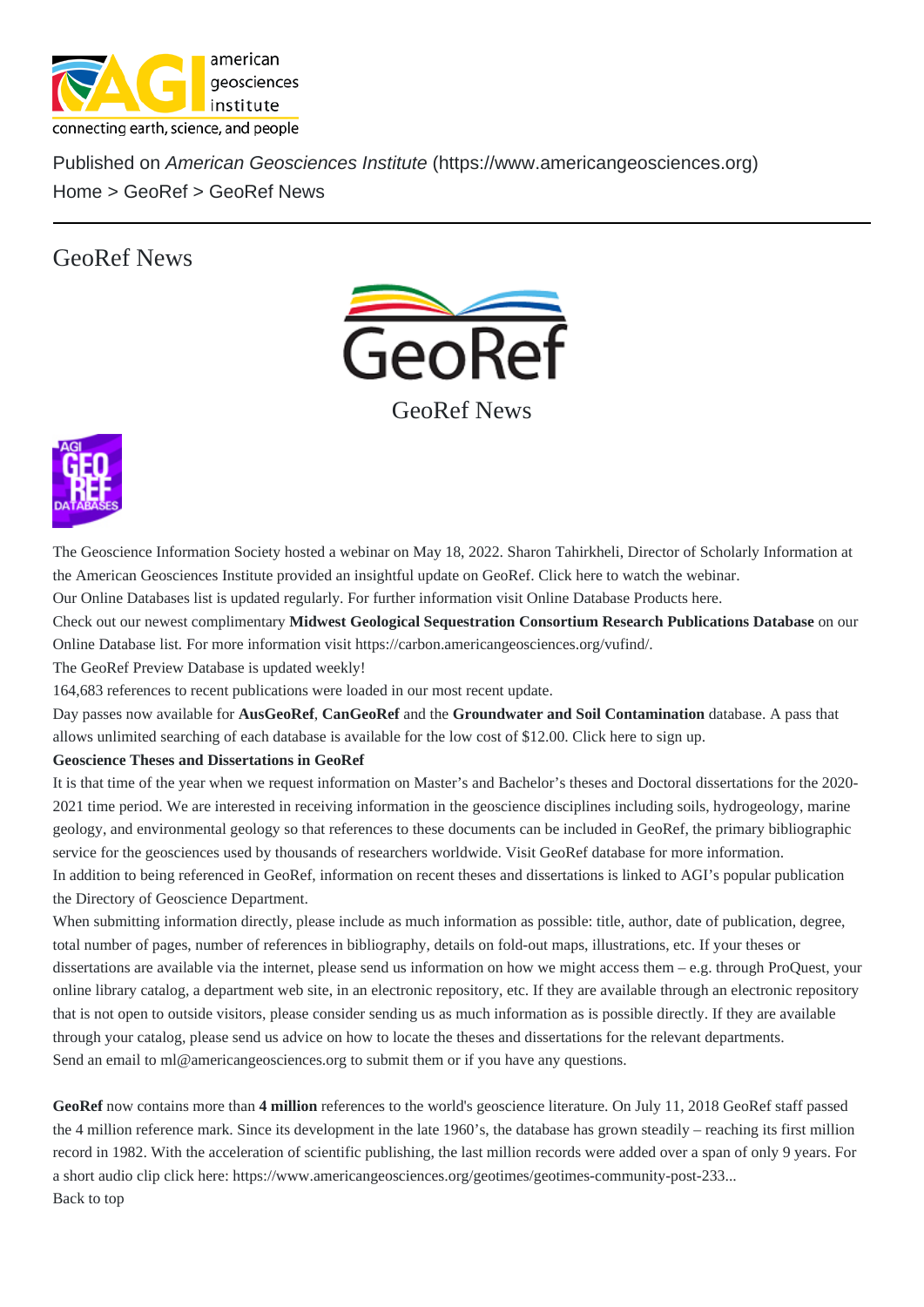Published on *American Geosciences Institute* (https://www.americangeosciences.org)

Home > GeoRef > GeoRef News

# GeoRef News

GeoRef News

The Geoscience Information Society hosted a webinar on May 18, 2022. Sharon Tahirkheli, Director of Scholarly Information at the American Geosciences Institute provided an insightful update on GeoRef. Click here to watch the webinar.

Our Online Databases list is updated regularly. For further information visit Online Database Products here.

Check out our newest complimentary **Midwest Geological Sequestration Consortium Research Publications Database** on our Online Database list. For more information visit https://carbon.americangeosciences.org/vufind/.

The GeoRef Preview Database is updated weekly!

164,683 references to recent publications were loaded in our most recent update.

Day passes now available for **AusGeoRef**, **CanGeoRef** and the **Groundwater and Soil Contamination** database. A pass that allows unlimited searching of each database is available for the low cost of $12.00. Click here to sign up.

**Geoscience Theses and Dissertations in GeoRef**

It is that time of the year when we request information on Master's and Bachelor's theses and Doctoral dissertations for the 2020-2021 time period. We are interested in receiving information in the geoscience disciplines including soils, hydrogeology, marine geology, and environmental geology so that references to these documents can be included in GeoRef, the primary bibliographic service for the geosciences used by thousands of researchers worldwide. Visit GeoRef database for more information.

In addition to being referenced in GeoRef, information on recent theses and dissertations is linked to AGI's popular publication the Directory of Geoscience Department.

When submitting information directly, please include as much information as possible: title, author, date of publication, degree, total number of pages, number of references in bibliography, details on fold-out maps, illustrations, etc. If your theses or dissertations are available via the internet, please send us information on how we might access them – e.g. through ProQuest, your online library catalog, a department web site, in an electronic repository, etc. If they are available through an electronic repository that is not open to outside visitors, please consider sending us as much information as is possible directly. If they are available through your catalog, please send us advice on how to locate the theses and dissertations for the relevant departments.

Send an email to ml@americangeosciences.org to submit them or if you have any questions.

**GeoRef** now contains more than **4 million** references to the world's geoscience literature. On July 11, 2018 GeoRef staff passed the 4 million reference mark. Since its development in the late 1960's, the database has grown steadily – reaching its first million record in 1982. With the acceleration of scientific publishing, the last million records were added over a span of only 9 years. For a short audio clip click here: https://www.americangeosciences.org/geotimes/geotimes-community-post-233...

Back to top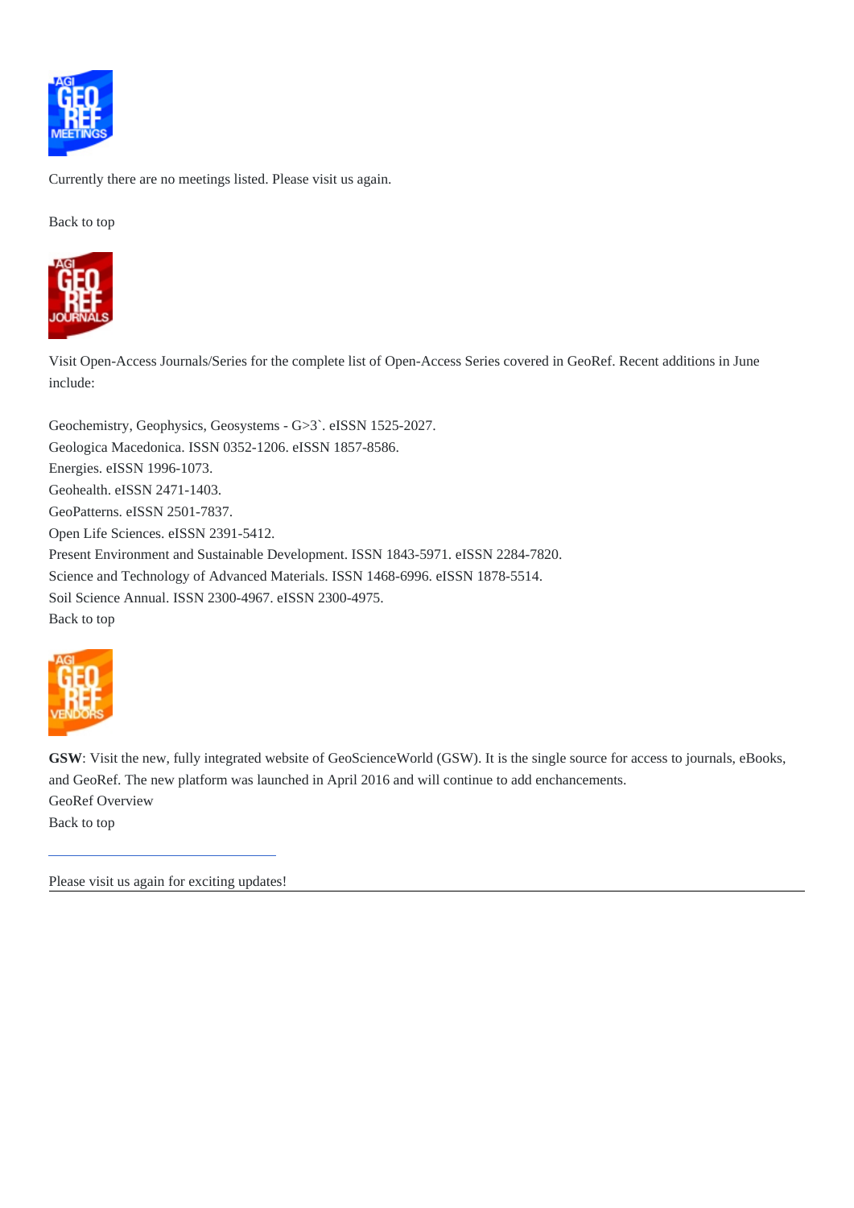Currently there are no meetings listed. Please visit us again.

Back to top

Visit Open-Access Journals/Series for the complete list of Open-Access Series covered in GeoRef. Recent additions in June include:

Geochemistry, Geophysics, Geosystems - G>3`. eISSN 1525-2027.
Geologica Macedonica. ISSN 0352-1206. eISSN 1857-8586.
Energies. eISSN 1996-1073.
Geohealth. eISSN 2471-1403.
GeoPatterns. eISSN 2501-7837.
Open Life Sciences. eISSN 2391-5412.
Present Environment and Sustainable Development. ISSN 1843-5971. eISSN 2284-7820.
Science and Technology of Advanced Materials. ISSN 1468-6996. eISSN 1878-5514.
Soil Science Annual. ISSN 2300-4967. eISSN 2300-4975.
Back to top

**GSW**: Visit the new, fully integrated website of GeoScienceWorld (GSW). It is the single source for access to journals, eBooks, and GeoRef. The new platform was launched in April 2016 and will continue to add enchancements.
GeoRef Overview
Back to top

---

Please visit us again for exciting updates!